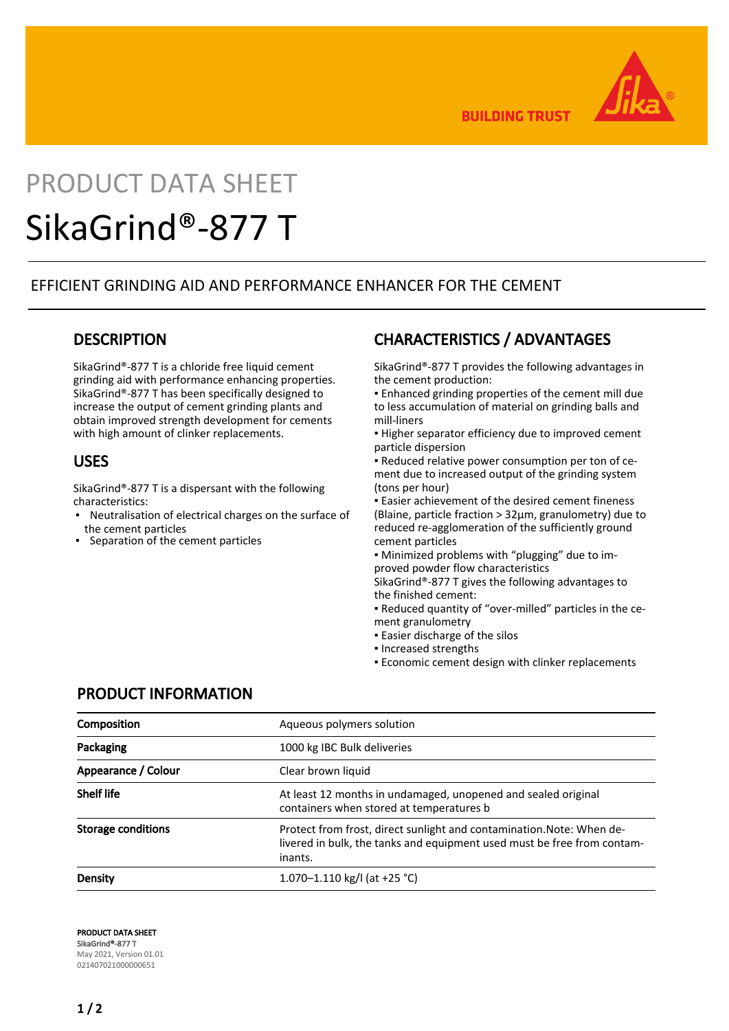# PRODUCT DATA SHEET

# SikaGrind®-877 T

EFFICIENT GRINDING AID AND PERFORMANCE ENHANCER FOR THE CEMENT

## DESCRIPTION

SikaGrind®-877 T is a chloride free liquid cement grinding aid with performance enhancing properties. SikaGrind®-877 T has been specifically designed to increase the output of cement grinding plants and obtain improved strength development for cements with high amount of clinker replacements.

## USES

SikaGrind®-877 T is a dispersant with the following characteristics:

- Neutralisation of electrical charges on the surface of the cement particles
- Separation of the cement particles

## CHARACTERISTICS / ADVANTAGES

SikaGrind®-877 T provides the following advantages in the cement production:

- Enhanced grinding properties of the cement mill due to less accumulation of material on grinding balls and mill-liners
- Higher separator efficiency due to improved cement particle dispersion
- Reduced relative power consumption per ton of cement due to increased output of the grinding system (tons per hour)
- Easier achievement of the desired cement fineness (Blaine, particle fraction > 32µm, granulometry) due to reduced re-agglomeration of the sufficiently ground cement particles
- Minimized problems with "plugging" due to improved powder flow characteristics

SikaGrind®-877 T gives the following advantages to the finished cement:

- Reduced quantity of "over-milled" particles in the cement granulometry
- Easier discharge of the silos
- Increased strengths
- Economic cement design with clinker replacements

## PRODUCT INFORMATION

| | |
|---|---|
| **Composition** | Aqueous polymers solution |
| **Packaging** | 1000 kg IBC Bulk deliveries |
| **Appearance / Colour** | Clear brown liquid |
| **Shelf life** | At least 12 months in undamaged, unopened and sealed original containers when stored at temperatures b |
| **Storage conditions** | Protect from frost, direct sunlight and contamination.Note: When delivered in bulk, the tanks and equipment used must be free from contaminants. |
| **Density** | 1.070–1.110 kg/l (at +25 °C) |

**PRODUCT DATA SHEET**
**SikaGrind®-877 T**
May 2021, Version 01.01
021407021000000651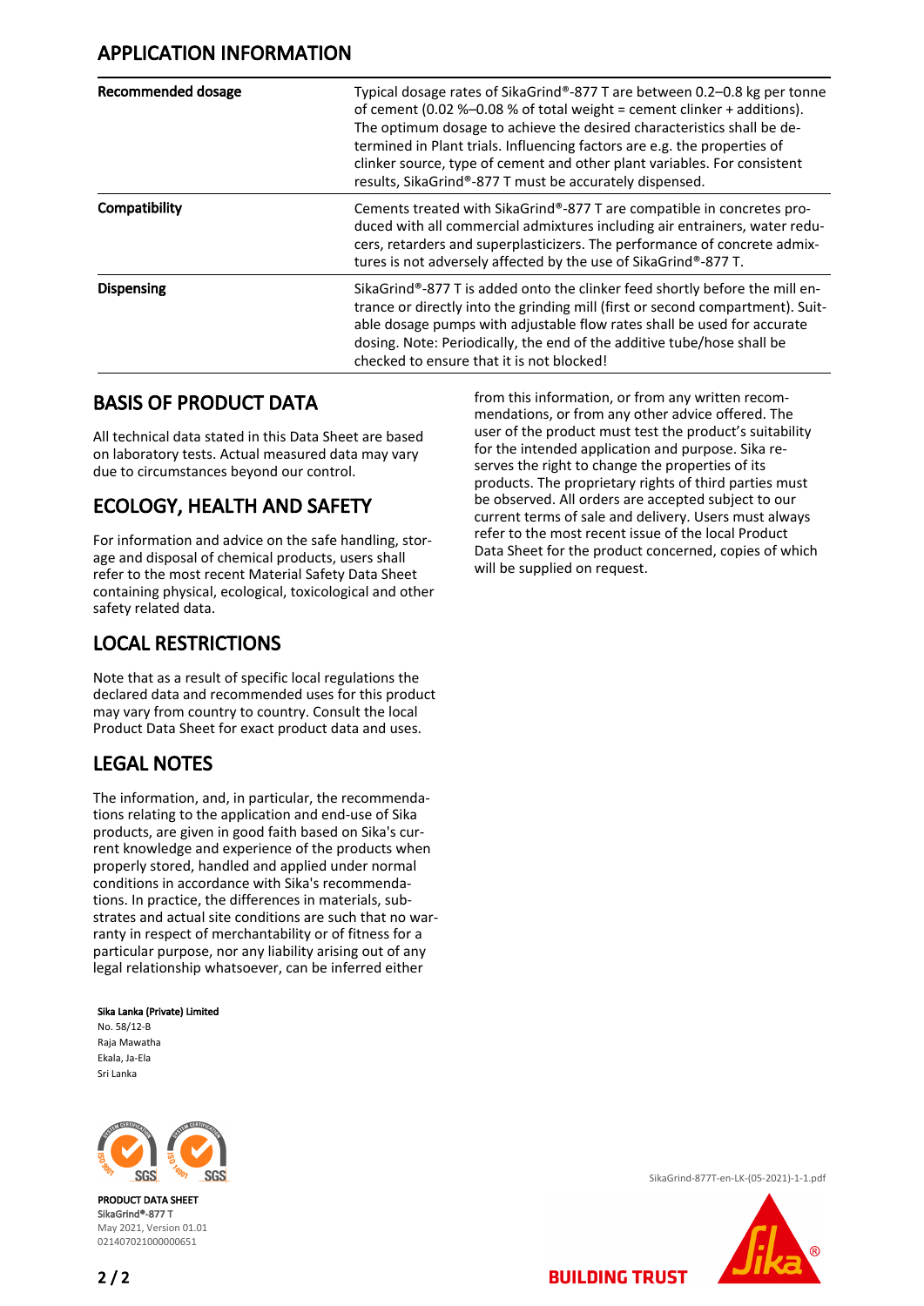## APPLICATION INFORMATION

| | |
|---|---|
| **Recommended dosage** | Typical dosage rates of SikaGrind®-877 T are between 0.2–0.8 kg per tonne of cement (0.02 %–0.08 % of total weight = cement clinker + additions). The optimum dosage to achieve the desired characteristics shall be determined in Plant trials. Influencing factors are e.g. the properties of clinker source, type of cement and other plant variables. For consistent results, SikaGrind®-877 T must be accurately dispensed. |
| **Compatibility** | Cements treated with SikaGrind®-877 T are compatible in concretes produced with all commercial admixtures including air entrainers, water reducers, retarders and superplasticizers. The performance of concrete admixtures is not adversely affected by the use of SikaGrind®-877 T. |
| **Dispensing** | SikaGrind®-877 T is added onto the clinker feed shortly before the mill entrance or directly into the grinding mill (first or second compartment). Suitable dosage pumps with adjustable flow rates shall be used for accurate dosing. Note: Periodically, the end of the additive tube/hose shall be checked to ensure that it is not blocked! |

## BASIS OF PRODUCT DATA

All technical data stated in this Data Sheet are based on laboratory tests. Actual measured data may vary due to circumstances beyond our control.

## ECOLOGY, HEALTH AND SAFETY

For information and advice on the safe handling, storage and disposal of chemical products, users shall refer to the most recent Material Safety Data Sheet containing physical, ecological, toxicological and other safety related data.

## LOCAL RESTRICTIONS

Note that as a result of specific local regulations the declared data and recommended uses for this product may vary from country to country. Consult the local Product Data Sheet for exact product data and uses.

## LEGAL NOTES

The information, and, in particular, the recommendations relating to the application and end-use of Sika products, are given in good faith based on Sika's current knowledge and experience of the products when properly stored, handled and applied under normal conditions in accordance with Sika's recommendations. In practice, the differences in materials, substrates and actual site conditions are such that no warranty in respect of merchantability or of fitness for a particular purpose, nor any liability arising out of any legal relationship whatsoever, can be inferred either from this information, or from any written recommendations, or from any other advice offered. The user of the product must test the product's suitability for the intended application and purpose. Sika reserves the right to change the properties of its products. The proprietary rights of third parties must be observed. All orders are accepted subject to our current terms of sale and delivery. Users must always refer to the most recent issue of the local Product Data Sheet for the product concerned, copies of which will be supplied on request.

**Sika Lanka (Private) Limited**
No. 58/12-B
Raja Mawatha
Ekala, Ja-Ela
Sri Lanka

**PRODUCT DATA SHEET**
**SikaGrind®-877 T**
May 2021, Version 01.01
021407021000000651

SikaGrind-877T-en-LK-(05-2021)-1-1.pdf

**BUILDING TRUST**